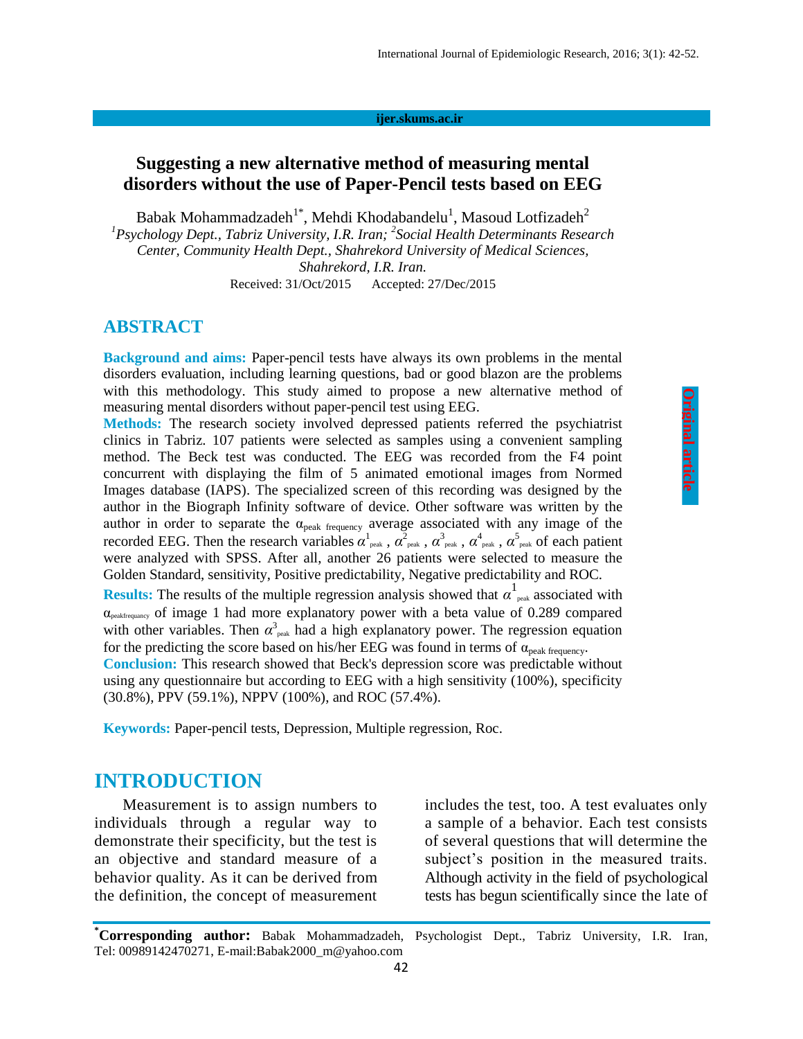ijer.skums.ac.ir

# Suggesting a new alternative method of measuring mental disorders without the use of Paper-Pencil tests based on EEG

Babak Mohammadzadeh[1*], Mehdi Khodabandelu[1], Masoud Lotfizadeh[2]

[1]*Psychology Dept., Tabriz University, I.R. Iran;* [2]*Social Health Determinants Research Center, Community Health Dept., Shahrekord University of Medical Sciences, Shahrekord, I.R. Iran.*

Received: 31/Oct/2015 Accepted: 27/Dec/2015

Original article

## ABSTRACT

**Background and aims:** Paper-pencil tests have always its own problems in the mental disorders evaluation, including learning questions, bad or good blazon are the problems with this methodology. This study aimed to propose a new alternative method of measuring mental disorders without paper-pencil test using EEG.

**Methods:** The research society involved depressed patients referred the psychiatrist clinics in Tabriz. 107 patients were selected as samples using a convenient sampling method. The Beck test was conducted. The EEG was recorded from the F4 point concurrent with displaying the film of 5 animated emotional images from Normed Images database (IAPS). The specialized screen of this recording was designed by the author in the Biograph Infinity software of device. Other software was written by the author in order to separate the $\alpha_{\text{peak frequency}}$ average associated with any image of the recorded EEG. Then the research variables $\alpha^1_{\text{peak}}$ , $\alpha^2_{\text{peak}}$ , $\alpha^3_{\text{peak}}$ , $\alpha^4_{\text{peak}}$ , $\alpha^5_{\text{peak}}$ of each patient were analyzed with SPSS. After all, another 26 patients were selected to measure the Golden Standard, sensitivity, Positive predictability, Negative predictability and ROC.

**Results:** The results of the multiple regression analysis showed that $\alpha^1_{\text{peak}}$ associated with $\alpha_{\text{peakfrequancy}}$ of image 1 had more explanatory power with a beta value of 0.289 compared with other variables. Then $\alpha^3_{\text{peak}}$ had a high explanatory power. The regression equation for the predicting the score based on his/her EEG was found in terms of $\alpha_{\text{peak frequency}}$.

**Conclusion:** This research showed that Beck's depression score was predictable without using any questionnaire but according to EEG with a high sensitivity (100%), specificity (30.8%), PPV (59.1%), NPPV (100%), and ROC (57.4%).

**Keywords:** Paper-pencil tests, Depression, Multiple regression, Roc.

## INTRODUCTION

Measurement is to assign numbers to individuals through a regular way to demonstrate their specificity, but the test is an objective and standard measure of a behavior quality. As it can be derived from the definition, the concept of measurement includes the test, too. A test evaluates only a sample of a behavior. Each test consists of several questions that will determine the subject's position in the measured traits. Although activity in the field of psychological tests has begun scientifically since the late of

**[*]Corresponding author:** Babak Mohammadzadeh, Psychologist Dept., Tabriz University, I.R. Iran, Tel: 00989142470271, E-mail:Babak2000_m@yahoo.com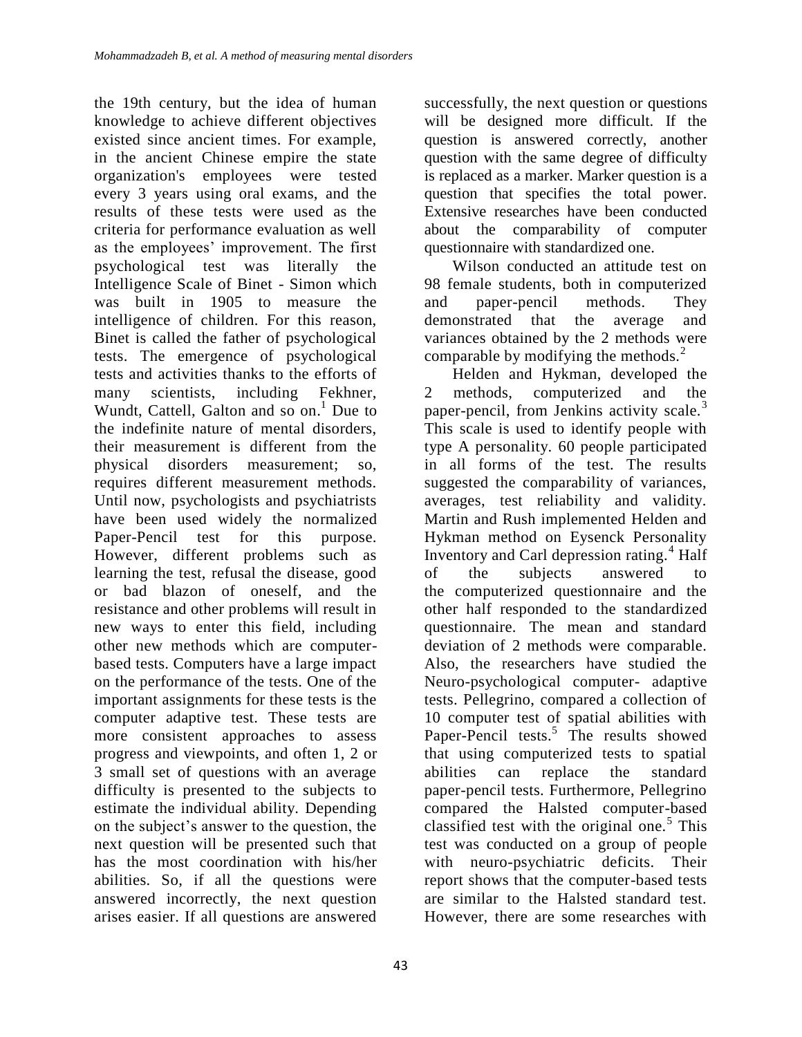the 19th century, but the idea of human knowledge to achieve different objectives existed since ancient times. For example, in the ancient Chinese empire the state organization's employees were tested every 3 years using oral exams, and the results of these tests were used as the criteria for performance evaluation as well as the employees' improvement. The first psychological test was literally the Intelligence Scale of Binet - Simon which was built in 1905 to measure the intelligence of children. For this reason, Binet is called the father of psychological tests. The emergence of psychological tests and activities thanks to the efforts of many scientists, including Fekhner, Wundt, Cattell, Galton and so on.[1] Due to the indefinite nature of mental disorders, their measurement is different from the physical disorders measurement; so, requires different measurement methods. Until now, psychologists and psychiatrists have been used widely the normalized Paper-Pencil test for this purpose. However, different problems such as learning the test, refusal the disease, good or bad blazon of oneself, and the resistance and other problems will result in new ways to enter this field, including other new methods which are computer-based tests. Computers have a large impact on the performance of the tests. One of the important assignments for these tests is the computer adaptive test. These tests are more consistent approaches to assess progress and viewpoints, and often 1, 2 or 3 small set of questions with an average difficulty is presented to the subjects to estimate the individual ability. Depending on the subject's answer to the question, the next question will be presented such that has the most coordination with his/her abilities. So, if all the questions were answered incorrectly, the next question arises easier. If all questions are answered successfully, the next question or questions will be designed more difficult. If the question is answered correctly, another question with the same degree of difficulty is replaced as a marker. Marker question is a question that specifies the total power. Extensive researches have been conducted about the comparability of computer questionnaire with standardized one.

Wilson conducted an attitude test on 98 female students, both in computerized and paper-pencil methods. They demonstrated that the average and variances obtained by the 2 methods were comparable by modifying the methods.[2]

Helden and Hykman, developed the 2 methods, computerized and the paper-pencil, from Jenkins activity scale.[3] This scale is used to identify people with type A personality. 60 people participated in all forms of the test. The results suggested the comparability of variances, averages, test reliability and validity. Martin and Rush implemented Helden and Hykman method on Eysenck Personality Inventory and Carl depression rating.[4] Half of the subjects answered to the computerized questionnaire and the other half responded to the standardized questionnaire. The mean and standard deviation of 2 methods were comparable. Also, the researchers have studied the Neuro-psychological computer- adaptive tests. Pellegrino, compared a collection of 10 computer test of spatial abilities with Paper-Pencil tests.[5] The results showed that using computerized tests to spatial abilities can replace the standard paper-pencil tests. Furthermore, Pellegrino compared the Halsted computer-based classified test with the original one.[5] This test was conducted on a group of people with neuro-psychiatric deficits. Their report shows that the computer-based tests are similar to the Halsted standard test. However, there are some researches with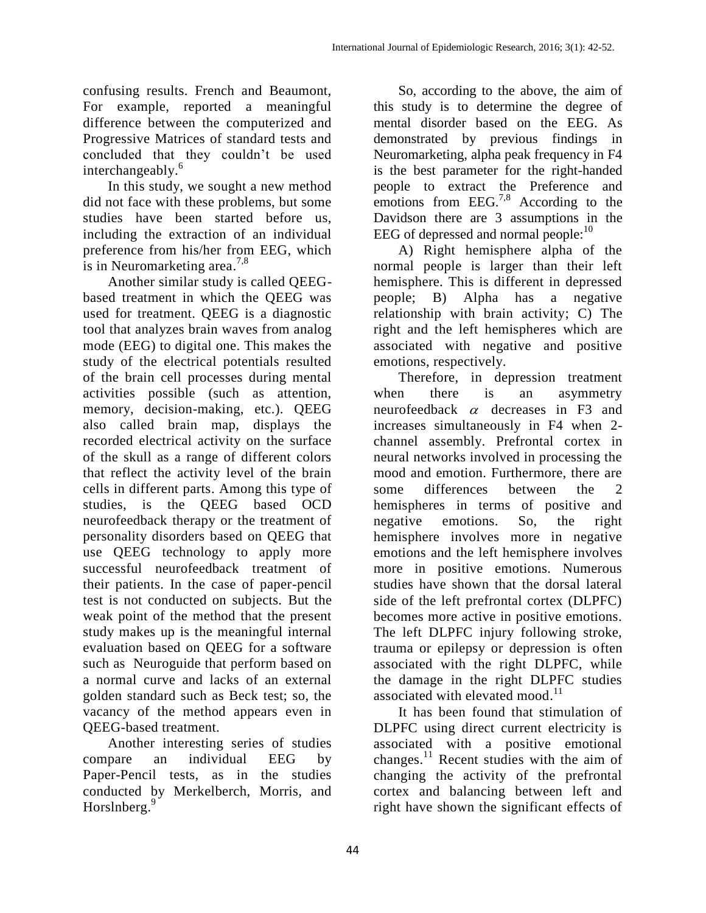confusing results. French and Beaumont, For example, reported a meaningful difference between the computerized and Progressive Matrices of standard tests and concluded that they couldn't be used interchangeably.[6]

In this study, we sought a new method did not face with these problems, but some studies have been started before us, including the extraction of an individual preference from his/her from EEG, which is in Neuromarketing area.[7,8]

Another similar study is called QEEG-based treatment in which the QEEG was used for treatment. QEEG is a diagnostic tool that analyzes brain waves from analog mode (EEG) to digital one. This makes the study of the electrical potentials resulted of the brain cell processes during mental activities possible (such as attention, memory, decision-making, etc.). QEEG also called brain map, displays the recorded electrical activity on the surface of the skull as a range of different colors that reflect the activity level of the brain cells in different parts. Among this type of studies, is the QEEG based OCD neurofeedback therapy or the treatment of personality disorders based on QEEG that use QEEG technology to apply more successful neurofeedback treatment of their patients. In the case of paper-pencil test is not conducted on subjects. But the weak point of the method that the present study makes up is the meaningful internal evaluation based on QEEG for a software such as Neuroguide that perform based on a normal curve and lacks of an external golden standard such as Beck test; so, the vacancy of the method appears even in QEEG-based treatment.

Another interesting series of studies compare an individual EEG by Paper-Pencil tests, as in the studies conducted by Merkelberch, Morris, and Horslnberg.[9]

So, according to the above, the aim of this study is to determine the degree of mental disorder based on the EEG. As demonstrated by previous findings in Neuromarketing, alpha peak frequency in F4 is the best parameter for the right-handed people to extract the Preference and emotions from EEG.[7,8] According to the Davidson there are 3 assumptions in the EEG of depressed and normal people:[10]

A) Right hemisphere alpha of the normal people is larger than their left hemisphere. This is different in depressed people; B) Alpha has a negative relationship with brain activity; C) The right and the left hemispheres which are associated with negative and positive emotions, respectively.

Therefore, in depression treatment when there is an asymmetry neurofeedback $\alpha$ decreases in F3 and increases simultaneously in F4 when 2-channel assembly. Prefrontal cortex in neural networks involved in processing the mood and emotion. Furthermore, there are some differences between the 2 hemispheres in terms of positive and negative emotions. So, the right hemisphere involves more in negative emotions and the left hemisphere involves more in positive emotions. Numerous studies have shown that the dorsal lateral side of the left prefrontal cortex (DLPFC) becomes more active in positive emotions. The left DLPFC injury following stroke, trauma or epilepsy or depression is often associated with the right DLPFC, while the damage in the right DLPFC studies associated with elevated mood.[11]

It has been found that stimulation of DLPFC using direct current electricity is associated with a positive emotional changes.[11] Recent studies with the aim of changing the activity of the prefrontal cortex and balancing between left and right have shown the significant effects of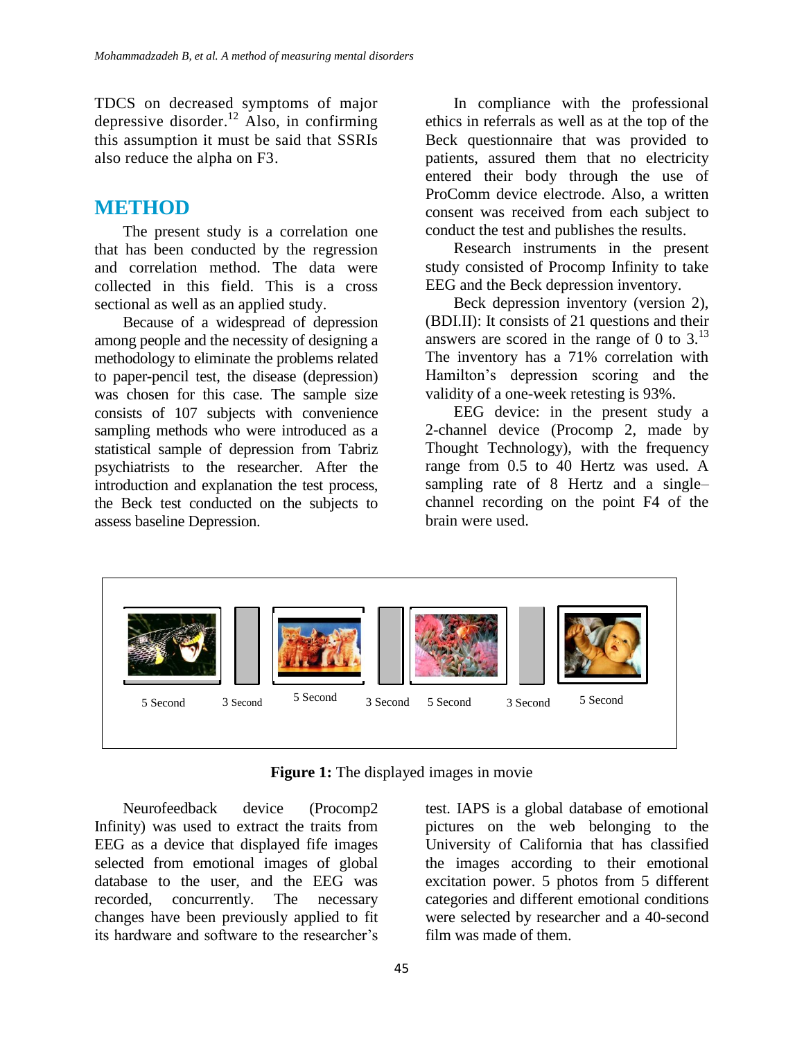TDCS on decreased symptoms of major depressive disorder.[12] Also, in confirming this assumption it must be said that SSRIs also reduce the alpha on F3.

## METHOD

The present study is a correlation one that has been conducted by the regression and correlation method. The data were collected in this field. This is a cross sectional as well as an applied study.

Because of a widespread of depression among people and the necessity of designing a methodology to eliminate the problems related to paper-pencil test, the disease (depression) was chosen for this case. The sample size consists of 107 subjects with convenience sampling methods who were introduced as a statistical sample of depression from Tabriz psychiatrists to the researcher. After the introduction and explanation the test process, the Beck test conducted on the subjects to assess baseline Depression.

In compliance with the professional ethics in referrals as well as at the top of the Beck questionnaire that was provided to patients, assured them that no electricity entered their body through the use of ProComm device electrode. Also, a written consent was received from each subject to conduct the test and publishes the results.

Research instruments in the present study consisted of Procomp Infinity to take EEG and the Beck depression inventory.

Beck depression inventory (version 2), (BDI.II): It consists of 21 questions and their answers are scored in the range of 0 to 3.[13] The inventory has a 71% correlation with Hamilton's depression scoring and the validity of a one-week retesting is 93%.

EEG device: in the present study a 2-channel device (Procomp 2, made by Thought Technology), with the frequency range from 0.5 to 40 Hertz was used. A sampling rate of 8 Hertz and a single–channel recording on the point F4 of the brain were used.

5 Second | 3 Second | 5 Second | 3 Second | 5 Second | 3 Second | 5 Second

**Figure 1:** The displayed images in movie

Neurofeedback device (Procomp2 Infinity) was used to extract the traits from EEG as a device that displayed fife images selected from emotional images of global database to the user, and the EEG was recorded, concurrently. The necessary changes have been previously applied to fit its hardware and software to the researcher's test. IAPS is a global database of emotional pictures on the web belonging to the University of California that has classified the images according to their emotional excitation power. 5 photos from 5 different categories and different emotional conditions were selected by researcher and a 40-second film was made of them.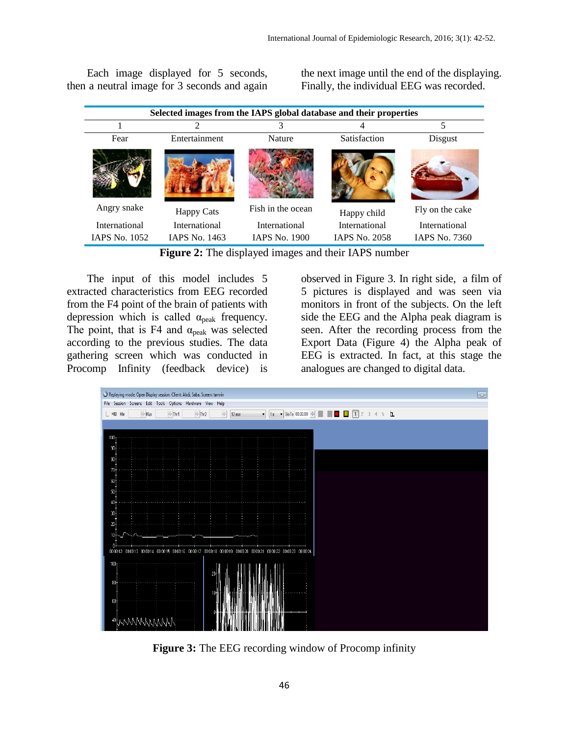Each image displayed for 5 seconds, then a neutral image for 3 seconds and again the next image until the end of the displaying. Finally, the individual EEG was recorded.

| Selected images from the IAPS global database and their properties | | | | |
|---|---|---|---|---|
| 1 | 2 | 3 | 4 | 5 |
| Fear | Entertainment | Nature | Satisfaction | Disgust |
| Angry snake | Happy Cats | Fish in the ocean | Happy child | Fly on the cake |
| International IAPS No. 1052 | International IAPS No. 1463 | International IAPS No. 1900 | International IAPS No. 2058 | International IAPS No. 7360 |

**Figure 2:** The displayed images and their IAPS number

The input of this model includes 5 extracted characteristics from EEG recorded from the F4 point of the brain of patients with depression which is called $\alpha_{peak}$ frequency. The point, that is F4 and $\alpha_{peak}$ was selected according to the previous studies. The data gathering screen which was conducted in Procomp Infinity (feedback device) is observed in Figure 3. In right side, a film of 5 pictures is displayed and was seen via monitors in front of the subjects. On the left side the EEG and the Alpha peak diagram is seen. After the recording process from the Export Data (Figure 4) the Alpha peak of EEG is extracted. In fact, at this stage the analogues are changed to digital data.

**Figure 3:** The EEG recording window of Procomp infinity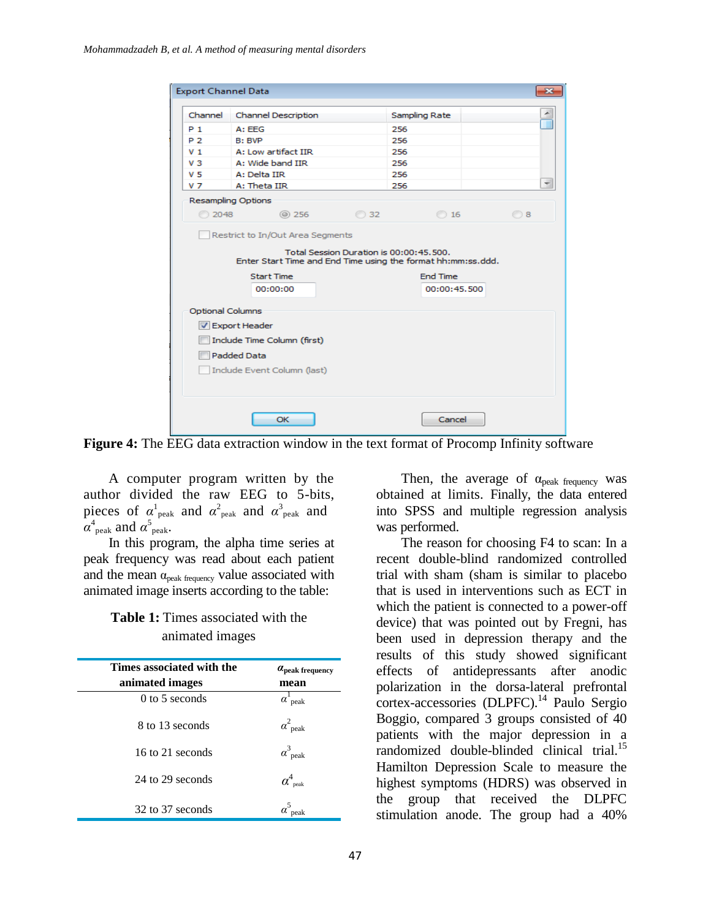Figure 4: The EEG data extraction window in the text format of Procomp Infinity software

A computer program written by the author divided the raw EEG to 5-bits, pieces of $\alpha^1_{peak}$ and $\alpha^2_{peak}$ and $\alpha^3_{peak}$ and $\alpha^4_{peak}$ and $\alpha^5_{peak}$.

In this program, the alpha time series at peak frequency was read about each patient and the mean $\alpha_{peak\ frequency}$ value associated with animated image inserts according to the table:

**Table 1:** Times associated with the animated images

| Times associated with the animated images | $\alpha_{peak\ frequency}$ mean |
|---|---|
| 0 to 5 seconds | $\alpha^1_{peak}$ |
| 8 to 13 seconds | $\alpha^2_{peak}$ |
| 16 to 21 seconds | $\alpha^3_{peak}$ |
| 24 to 29 seconds | $\alpha^4_{peak}$ |
| 32 to 37 seconds | $\alpha^5_{peak}$ |

Then, the average of $\alpha_{peak\ frequency}$ was obtained at limits. Finally, the data entered into SPSS and multiple regression analysis was performed.

The reason for choosing F4 to scan: In a recent double-blind randomized controlled trial with sham (sham is similar to placebo that is used in interventions such as ECT in which the patient is connected to a power-off device) that was pointed out by Fregni, has been used in depression therapy and the results of this study showed significant effects of antidepressants after anodic polarization in the dorsa-lateral prefrontal cortex-accessories (DLPFC).[14] Paulo Sergio Boggio, compared 3 groups consisted of 40 patients with the major depression in a randomized double-blinded clinical trial.[15] Hamilton Depression Scale to measure the highest symptoms (HDRS) was observed in the group that received the DLPFC stimulation anode. The group had a 40%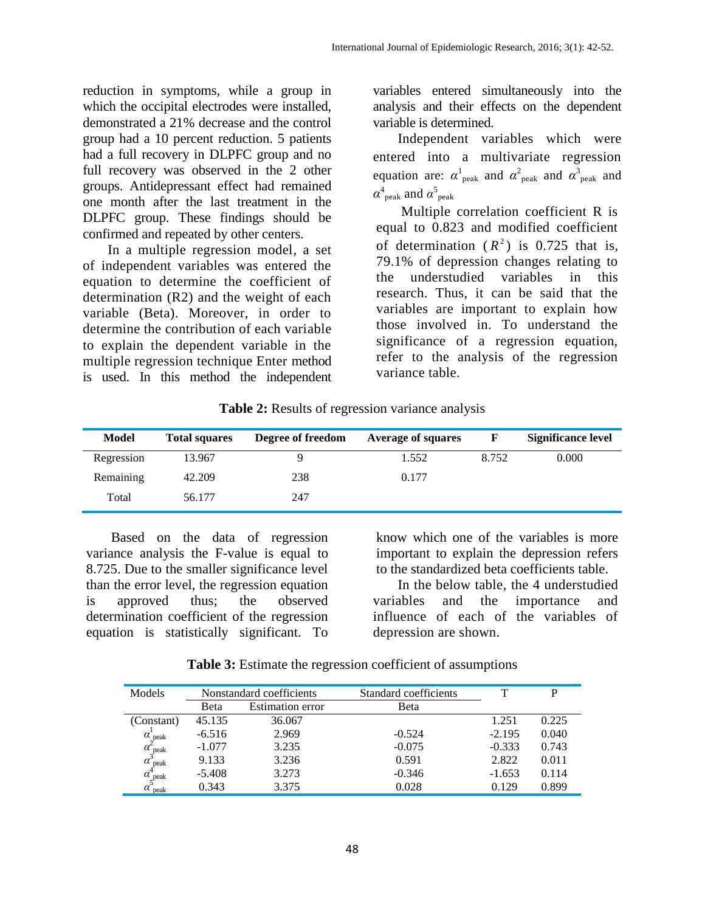reduction in symptoms, while a group in which the occipital electrodes were installed, demonstrated a 21% decrease and the control group had a 10 percent reduction. 5 patients had a full recovery in DLPFC group and no full recovery was observed in the 2 other groups. Antidepressant effect had remained one month after the last treatment in the DLPFC group. These findings should be confirmed and repeated by other centers.

In a multiple regression model, a set of independent variables was entered the equation to determine the coefficient of determination (R2) and the weight of each variable (Beta). Moreover, in order to determine the contribution of each variable to explain the dependent variable in the multiple regression technique Enter method is used. In this method the independent variables entered simultaneously into the analysis and their effects on the dependent variable is determined.

Independent variables which were entered into a multivariate regression equation are: $\alpha^1_{\text{peak}}$ and $\alpha^2_{\text{peak}}$ and $\alpha^3_{\text{peak}}$ and $\alpha^4_{\text{peak}}$ and $\alpha^5_{\text{peak}}$

Multiple correlation coefficient R is equal to 0.823 and modified coefficient of determination ($R^2$) is 0.725 that is, 79.1% of depression changes relating to the understudied variables in this research. Thus, it can be said that the variables are important to explain how those involved in. To understand the significance of a regression equation, refer to the analysis of the regression variance table.

**Table 2:** Results of regression variance analysis

| Model | Total squares | Degree of freedom | Average of squares | F | Significance level |
|---|---|---|---|---|---|
| Regression | 13.967 | 9 | 1.552 | 8.752 | 0.000 |
| Remaining | 42.209 | 238 | 0.177 | | |
| Total | 56.177 | 247 | | | |

Based on the data of regression variance analysis the F-value is equal to 8.725. Due to the smaller significance level than the error level, the regression equation is approved thus; the observed determination coefficient of the regression equation is statistically significant. To know which one of the variables is more important to explain the depression refers to the standardized beta coefficients table.

In the below table, the 4 understudied variables and the importance and influence of each of the variables of depression are shown.

**Table 3:** Estimate the regression coefficient of assumptions

| Models | Nonstandard coefficients | | Standard coefficients | T | P |
|---|---|---|---|---|---|
| | Beta | Estimation error | Beta | | |
| (Constant) | 45.135 | 36.067 | | 1.251 | 0.225 |
| $\alpha^1_{\text{peak}}$ | -6.516 | 2.969 | -0.524 | -2.195 | 0.040 |
| $\alpha^2_{\text{peak}}$ | -1.077 | 3.235 | -0.075 | -0.333 | 0.743 |
| $\alpha^3_{\text{peak}}$ | 9.133 | 3.236 | 0.591 | 2.822 | 0.011 |
| $\alpha^4_{\text{peak}}$ | -5.408 | 3.273 | -0.346 | -1.653 | 0.114 |
| $\alpha^5_{\text{peak}}$ | 0.343 | 3.375 | 0.028 | 0.129 | 0.899 |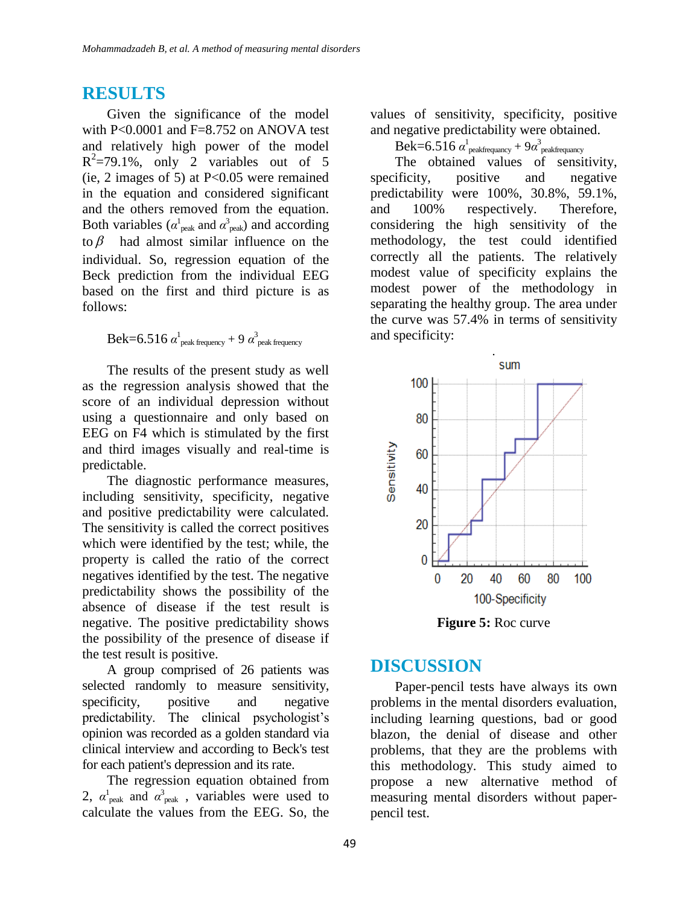## RESULTS

Given the significance of the model with P<0.0001 and F=8.752 on ANOVA test and relatively high power of the model $R^2$=79.1%, only 2 variables out of 5 (ie, 2 images of 5) at P<0.05 were remained in the equation and considered significant and the others removed from the equation. Both variables ($\alpha^1_{peak}$ and $\alpha^3_{peak}$) and according to $\beta$ had almost similar influence on the individual. So, regression equation of the Beck prediction from the individual EEG based on the first and third picture is as follows:

$$Bek=6.516\ \alpha^1_{peak\ frequency} + 9\ \alpha^3_{peak\ frequency}$$

The results of the present study as well as the regression analysis showed that the score of an individual depression without using a questionnaire and only based on EEG on F4 which is stimulated by the first and third images visually and real-time is predictable.

The diagnostic performance measures, including sensitivity, specificity, negative and positive predictability were calculated. The sensitivity is called the correct positives which were identified by the test; while, the property is called the ratio of the correct negatives identified by the test. The negative predictability shows the possibility of the absence of disease if the test result is negative. The positive predictability shows the possibility of the presence of disease if the test result is positive.

A group comprised of 26 patients was selected randomly to measure sensitivity, specificity, positive and negative predictability. The clinical psychologist's opinion was recorded as a golden standard via clinical interview and according to Beck's test for each patient's depression and its rate.

The regression equation obtained from 2, $\alpha^1_{peak}$ and $\alpha^3_{peak}$ , variables were used to calculate the values from the EEG. So, the values of sensitivity, specificity, positive and negative predictability were obtained.

$$Bek=6.516\ \alpha^1_{peakfrequancy} + 9\alpha^3_{peakfrequancy}$$

The obtained values of sensitivity, specificity, positive and negative predictability were 100%, 30.8%, 59.1%, and 100% respectively. Therefore, considering the high sensitivity of the methodology, the test could identified correctly all the patients. The relatively modest value of specificity explains the modest power of the methodology in separating the healthy group. The area under the curve was 57.4% in terms of sensitivity and specificity:

**Figure 5:** Roc curve

## DISCUSSION

Paper-pencil tests have always its own problems in the mental disorders evaluation, including learning questions, bad or good blazon, the denial of disease and other problems, that they are the problems with this methodology. This study aimed to propose a new alternative method of measuring mental disorders without paper-pencil test.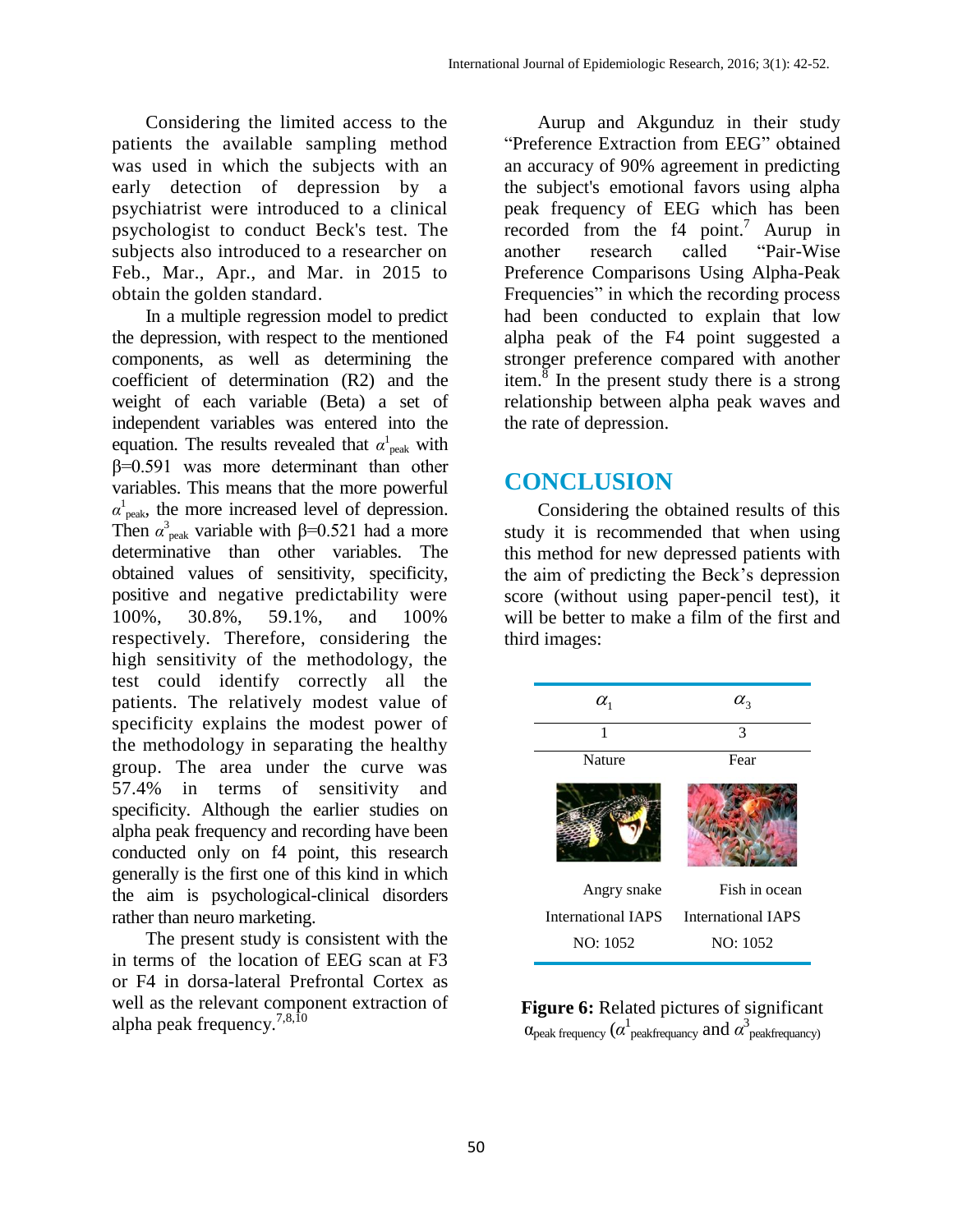Considering the limited access to the patients the available sampling method was used in which the subjects with an early detection of depression by a psychiatrist were introduced to a clinical psychologist to conduct Beck's test. The subjects also introduced to a researcher on Feb., Mar., Apr., and Mar. in 2015 to obtain the golden standard.

In a multiple regression model to predict the depression, with respect to the mentioned components, as well as determining the coefficient of determination (R2) and the weight of each variable (Beta) a set of independent variables was entered into the equation. The results revealed that $\alpha^1_{\text{peak}}$ with β=0.591 was more determinant than other variables. This means that the more powerful $\alpha^1_{\text{peak}}$, the more increased level of depression. Then $\alpha^3_{\text{peak}}$ variable with β=0.521 had a more determinative than other variables. The obtained values of sensitivity, specificity, positive and negative predictability were 100%, 30.8%, 59.1%, and 100% respectively. Therefore, considering the high sensitivity of the methodology, the test could identify correctly all the patients. The relatively modest value of specificity explains the modest power of the methodology in separating the healthy group. The area under the curve was 57.4% in terms of sensitivity and specificity. Although the earlier studies on alpha peak frequency and recording have been conducted only on f4 point, this research generally is the first one of this kind in which the aim is psychological-clinical disorders rather than neuro marketing.

The present study is consistent with the in terms of the location of EEG scan at F3 or F4 in dorsa-lateral Prefrontal Cortex as well as the relevant component extraction of alpha peak frequency.[7,8,10]

Aurup and Akgunduz in their study "Preference Extraction from EEG" obtained an accuracy of 90% agreement in predicting the subject's emotional favors using alpha peak frequency of EEG which has been recorded from the f4 point.[7] Aurup in another research called "Pair-Wise Preference Comparisons Using Alpha-Peak Frequencies" in which the recording process had been conducted to explain that low alpha peak of the F4 point suggested a stronger preference compared with another item.[8] In the present study there is a strong relationship between alpha peak waves and the rate of depression.

## CONCLUSION

Considering the obtained results of this study it is recommended that when using this method for new depressed patients with the aim of predicting the Beck's depression score (without using paper-pencil test), it will be better to make a film of the first and third images:

| $\alpha_1$ | $\alpha_3$ |
|---|---|
| 1 | 3 |
| Nature | Fear |
| | |
| Angry snake | Fish in ocean |
| International IAPS | International IAPS |
| NO: 1052 | NO: 1052 |

**Figure 6:** Related pictures of significant $\alpha_{\text{peak frequency}}$ ($\alpha^1_{\text{peakfrequancy}}$ and $\alpha^3_{\text{peakfrequancy}}$)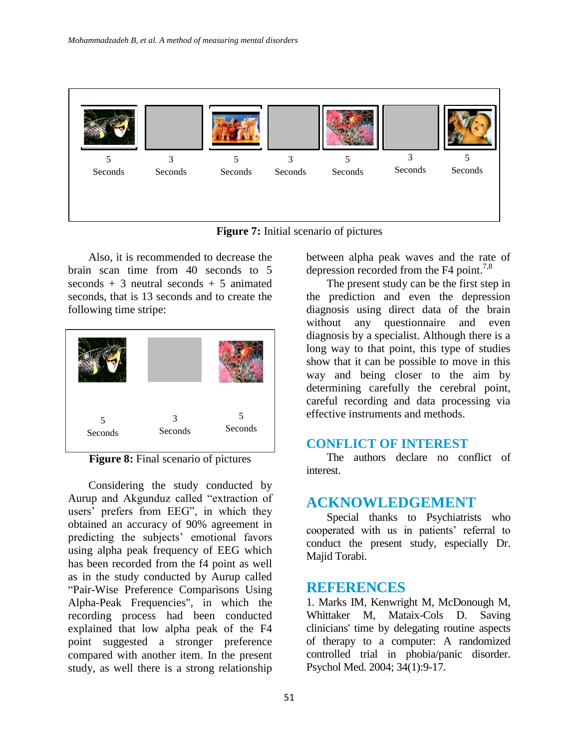| 5 Seconds | 3 Seconds | 5 Seconds | 3 Seconds | 5 Seconds | 3 Seconds | 5 Seconds |
|---|---|---|---|---|---|---|

**Figure 7:** Initial scenario of pictures

Also, it is recommended to decrease the brain scan time from 40 seconds to 5 seconds + 3 neutral seconds + 5 animated seconds, that is 13 seconds and to create the following time stripe:

| 5 Seconds | 3 Seconds | 5 Seconds |
|---|---|---|

**Figure 8:** Final scenario of pictures

Considering the study conducted by Aurup and Akgunduz called "extraction of users' prefers from EEG", in which they obtained an accuracy of 90% agreement in predicting the subjects' emotional favors using alpha peak frequency of EEG which has been recorded from the f4 point as well as in the study conducted by Aurup called "Pair-Wise Preference Comparisons Using Alpha-Peak Frequencies", in which the recording process had been conducted explained that low alpha peak of the F4 point suggested a stronger preference compared with another item. In the present study, as well there is a strong relationship between alpha peak waves and the rate of depression recorded from the F4 point.[7,8]

The present study can be the first step in the prediction and even the depression diagnosis using direct data of the brain without any questionnaire and even diagnosis by a specialist. Although there is a long way to that point, this type of studies show that it can be possible to move in this way and being closer to the aim by determining carefully the cerebral point, careful recording and data processing via effective instruments and methods.

## CONFLICT OF INTEREST

The authors declare no conflict of interest.

## ACKNOWLEDGEMENT

Special thanks to Psychiatrists who cooperated with us in patients' referral to conduct the present study, especially Dr. Majid Torabi.

## REFERENCES

1. Marks IM, Kenwright M, McDonough M, Whittaker M, Mataix-Cols D. Saving clinicians' time by delegating routine aspects of therapy to a computer: A randomized controlled trial in phobia/panic disorder. Psychol Med. 2004; 34(1):9-17.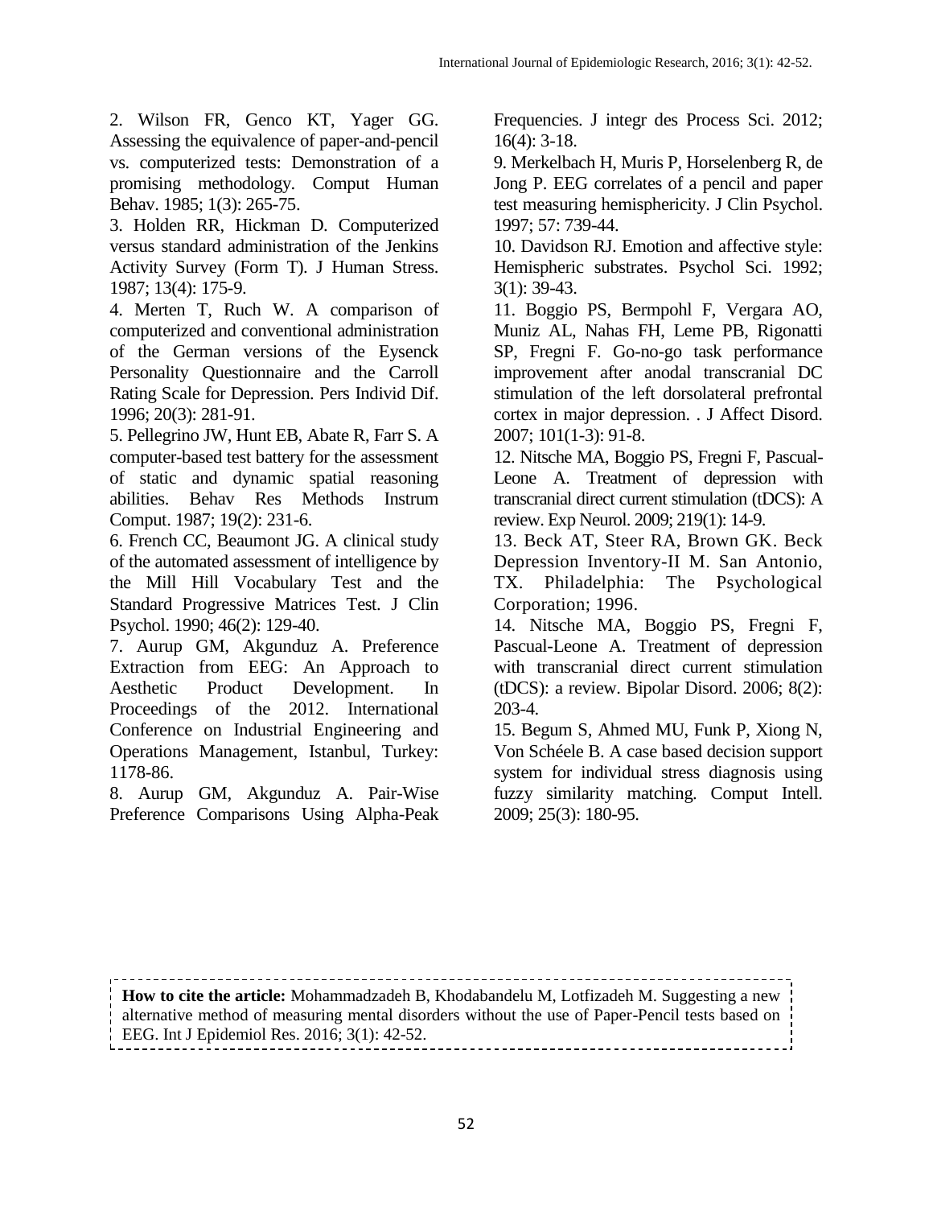2. Wilson FR, Genco KT, Yager GG. Assessing the equivalence of paper-and-pencil vs. computerized tests: Demonstration of a promising methodology. Comput Human Behav. 1985; 1(3): 265-75.

3. Holden RR, Hickman D. Computerized versus standard administration of the Jenkins Activity Survey (Form T). J Human Stress. 1987; 13(4): 175-9.

4. Merten T, Ruch W. A comparison of computerized and conventional administration of the German versions of the Eysenck Personality Questionnaire and the Carroll Rating Scale for Depression. Pers Individ Dif. 1996; 20(3): 281-91.

5. Pellegrino JW, Hunt EB, Abate R, Farr S. A computer-based test battery for the assessment of static and dynamic spatial reasoning abilities. Behav Res Methods Instrum Comput. 1987; 19(2): 231-6.

6. French CC, Beaumont JG. A clinical study of the automated assessment of intelligence by the Mill Hill Vocabulary Test and the Standard Progressive Matrices Test. J Clin Psychol. 1990; 46(2): 129-40.

7. Aurup GM, Akgunduz A. Preference Extraction from EEG: An Approach to Aesthetic Product Development. In Proceedings of the 2012. International Conference on Industrial Engineering and Operations Management, Istanbul, Turkey: 1178-86.

8. Aurup GM, Akgunduz A. Pair-Wise Preference Comparisons Using Alpha-Peak Frequencies. J integr des Process Sci. 2012; 16(4): 3-18.

9. Merkelbach H, Muris P, Horselenberg R, de Jong P. EEG correlates of a pencil and paper test measuring hemisphericity. J Clin Psychol. 1997; 57: 739-44.

10. Davidson RJ. Emotion and affective style: Hemispheric substrates. Psychol Sci. 1992; 3(1): 39-43.

11. Boggio PS, Bermpohl F, Vergara AO, Muniz AL, Nahas FH, Leme PB, Rigonatti SP, Fregni F. Go-no-go task performance improvement after anodal transcranial DC stimulation of the left dorsolateral prefrontal cortex in major depression. . J Affect Disord. 2007; 101(1-3): 91-8.

12. Nitsche MA, Boggio PS, Fregni F, Pascual-Leone A. Treatment of depression with transcranial direct current stimulation (tDCS): A review. Exp Neurol. 2009; 219(1): 14-9.

13. Beck AT, Steer RA, Brown GK. Beck Depression Inventory-II M. San Antonio, TX. Philadelphia: The Psychological Corporation; 1996.

14. Nitsche MA, Boggio PS, Fregni F, Pascual-Leone A. Treatment of depression with transcranial direct current stimulation (tDCS): a review. Bipolar Disord. 2006; 8(2): 203-4.

15. Begum S, Ahmed MU, Funk P, Xiong N, Von Schéele B. A case based decision support system for individual stress diagnosis using fuzzy similarity matching. Comput Intell. 2009; 25(3): 180-95.

**How to cite the article:** Mohammadzadeh B, Khodabandelu M, Lotfizadeh M. Suggesting a new alternative method of measuring mental disorders without the use of Paper-Pencil tests based on EEG. Int J Epidemiol Res. 2016; 3(1): 42-52.